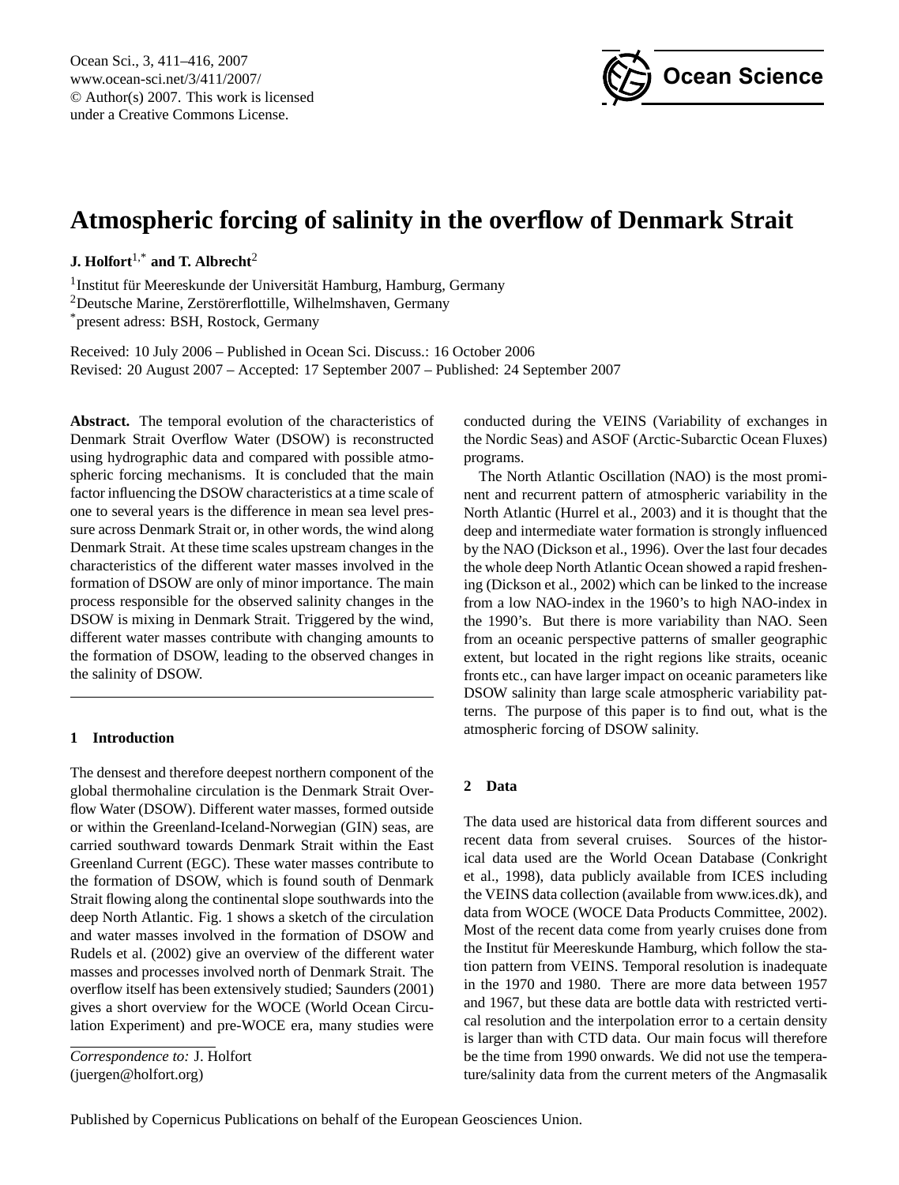# Atmospheric forcing of salinity in the overflow of Denmark Strait

**J. Holfort**[1,*] **and T. Albrecht**[2]

[1]Institut für Meereskunde der Universität Hamburg, Hamburg, Germany
[2]Deutsche Marine, Zerstörerflottille, Wilhelmshaven, Germany
[*]present adress: BSH, Rostock, Germany

Received: 10 July 2006 – Published in Ocean Sci. Discuss.: 16 October 2006
Revised: 20 August 2007 – Accepted: 17 September 2007 – Published: 24 September 2007

**Abstract.** The temporal evolution of the characteristics of Denmark Strait Overflow Water (DSOW) is reconstructed using hydrographic data and compared with possible atmospheric forcing mechanisms. It is concluded that the main factor influencing the DSOW characteristics at a time scale of one to several years is the difference in mean sea level pressure across Denmark Strait or, in other words, the wind along Denmark Strait. At these time scales upstream changes in the characteristics of the different water masses involved in the formation of DSOW are only of minor importance. The main process responsible for the observed salinity changes in the DSOW is mixing in Denmark Strait. Triggered by the wind, different water masses contribute with changing amounts to the formation of DSOW, leading to the observed changes in the salinity of DSOW.

## 1 Introduction

The densest and therefore deepest northern component of the global thermohaline circulation is the Denmark Strait Overflow Water (DSOW). Different water masses, formed outside or within the Greenland-Iceland-Norwegian (GIN) seas, are carried southward towards Denmark Strait within the East Greenland Current (EGC). These water masses contribute to the formation of DSOW, which is found south of Denmark Strait flowing along the continental slope southwards into the deep North Atlantic. Fig. 1 shows a sketch of the circulation and water masses involved in the formation of DSOW and Rudels et al. (2002) give an overview of the different water masses and processes involved north of Denmark Strait. The overflow itself has been extensively studied; Saunders (2001) gives a short overview for the WOCE (World Ocean Circulation Experiment) and pre-WOCE era, many studies were conducted during the VEINS (Variability of exchanges in the Nordic Seas) and ASOF (Arctic-Subarctic Ocean Fluxes) programs.

The North Atlantic Oscillation (NAO) is the most prominent and recurrent pattern of atmospheric variability in the North Atlantic (Hurrel et al., 2003) and it is thought that the deep and intermediate water formation is strongly influenced by the NAO (Dickson et al., 1996). Over the last four decades the whole deep North Atlantic Ocean showed a rapid freshening (Dickson et al., 2002) which can be linked to the increase from a low NAO-index in the 1960's to high NAO-index in the 1990's. But there is more variability than NAO. Seen from an oceanic perspective patterns of smaller geographic extent, but located in the right regions like straits, oceanic fronts etc., can have larger impact on oceanic parameters like DSOW salinity than large scale atmospheric variability patterns. The purpose of this paper is to find out, what is the atmospheric forcing of DSOW salinity.

## 2 Data

The data used are historical data from different sources and recent data from several cruises. Sources of the historical data used are the World Ocean Database (Conkright et al., 1998), data publicly available from ICES including the VEINS data collection (available from www.ices.dk), and data from WOCE (WOCE Data Products Committee, 2002). Most of the recent data come from yearly cruises done from the Institut für Meereskunde Hamburg, which follow the station pattern from VEINS. Temporal resolution is inadequate in the 1970 and 1980. There are more data between 1957 and 1967, but these data are bottle data with restricted vertical resolution and the interpolation error to a certain density is larger than with CTD data. Our main focus will therefore be the time from 1990 onwards. We did not use the temperature/salinity data from the current meters of the Angmasalik

*Correspondence to:* J. Holfort
(juergen@holfort.org)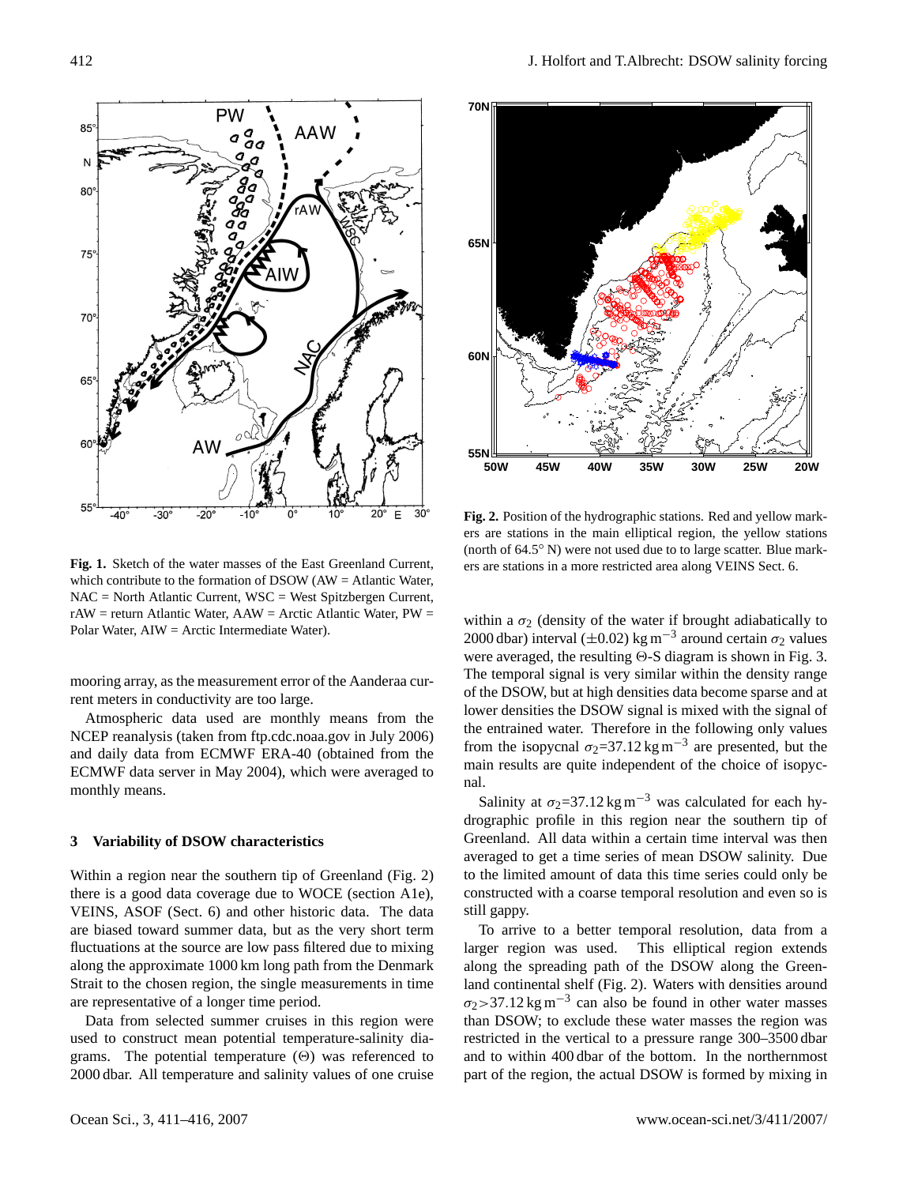**Fig. 1.** Sketch of the water masses of the East Greenland Current, which contribute to the formation of DSOW (AW = Atlantic Water, NAC = North Atlantic Current, WSC = West Spitzbergen Current, rAW = return Atlantic Water, AAW = Arctic Atlantic Water, PW = Polar Water, AIW = Arctic Intermediate Water).

mooring array, as the measurement error of the Aanderaa current meters in conductivity are too large.

Atmospheric data used are monthly means from the NCEP reanalysis (taken from ftp.cdc.noaa.gov in July 2006) and daily data from ECMWF ERA-40 (obtained from the ECMWF data server in May 2004), which were averaged to monthly means.

## 3 Variability of DSOW characteristics

Within a region near the southern tip of Greenland (Fig. 2) there is a good data coverage due to WOCE (section A1e), VEINS, ASOF (Sect. 6) and other historic data. The data are biased toward summer data, but as the very short term fluctuations at the source are low pass filtered due to mixing along the approximate 1000 km long path from the Denmark Strait to the chosen region, the single measurements in time are representative of a longer time period.

Data from selected summer cruises in this region were used to construct mean potential temperature-salinity diagrams. The potential temperature ($\Theta$) was referenced to 2000 dbar. All temperature and salinity values of one cruise within a $\sigma_2$ (density of the water if brought adiabatically to 2000 dbar) interval ($\pm 0.02$) kg m$^{-3}$ around certain $\sigma_2$ values were averaged, the resulting $\Theta$-S diagram is shown in Fig. 3. The temporal signal is very similar within the density range of the DSOW, but at high densities data become sparse and at lower densities the DSOW signal is mixed with the signal of the entrained water. Therefore in the following only values from the isopycnal $\sigma_2$=37.12 kg m$^{-3}$ are presented, but the main results are quite independent of the choice of isopycnal.

**Fig. 2.** Position of the hydrographic stations. Red and yellow markers are stations in the main elliptical region, the yellow stations (north of 64.5° N) were not used due to to large scatter. Blue markers are stations in a more restricted area along VEINS Sect. 6.

Salinity at $\sigma_2$=37.12 kg m$^{-3}$ was calculated for each hydrographic profile in this region near the southern tip of Greenland. All data within a certain time interval was then averaged to get a time series of mean DSOW salinity. Due to the limited amount of data this time series could only be constructed with a coarse temporal resolution and even so is still gappy.

To arrive to a better temporal resolution, data from a larger region was used. This elliptical region extends along the spreading path of the DSOW along the Greenland continental shelf (Fig. 2). Waters with densities around $\sigma_2$>37.12 kg m$^{-3}$ can also be found in other water masses than DSOW; to exclude these water masses the region was restricted in the vertical to a pressure range 300–3500 dbar and to within 400 dbar of the bottom. In the northernmost part of the region, the actual DSOW is formed by mixing in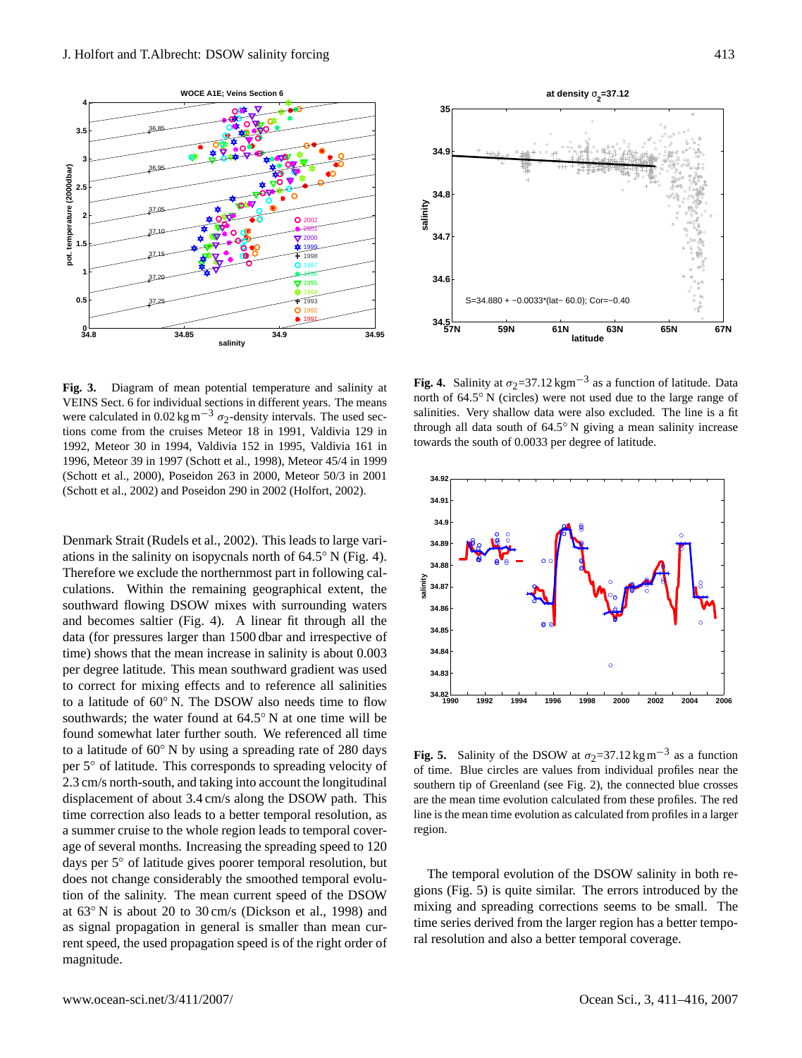**Fig. 3.** Diagram of mean potential temperature and salinity at VEINS Sect. 6 for individual sections in different years. The means were calculated in 0.02 kg m$^{-3}$ $\sigma_2$-density intervals. The used sections come from the cruises Meteor 18 in 1991, Valdivia 129 in 1992, Meteor 30 in 1994, Valdivia 152 in 1995, Valdivia 161 in 1996, Meteor 39 in 1997 (Schott et al., 1998), Meteor 45/4 in 1999 (Schott et al., 2000), Poseidon 263 in 2000, Meteor 50/3 in 2001 (Schott et al., 2002) and Poseidon 290 in 2002 (Holfort, 2002).

**Fig. 4.** Salinity at $\sigma_2$=37.12 kgm$^{-3}$ as a function of latitude. Data north of 64.5° N (circles) were not used due to the large range of salinities. Very shallow data were also excluded. The line is a fit through all data south of 64.5° N giving a mean salinity increase towards the south of 0.0033 per degree of latitude.

Denmark Strait (Rudels et al., 2002). This leads to large variations in the salinity on isopycnals north of 64.5° N (Fig. 4). Therefore we exclude the northernmost part in following calculations. Within the remaining geographical extent, the southward flowing DSOW mixes with surrounding waters and becomes saltier (Fig. 4). A linear fit through all the data (for pressures larger than 1500 dbar and irrespective of time) shows that the mean increase in salinity is about 0.003 per degree latitude. This mean southward gradient was used to correct for mixing effects and to reference all salinities to a latitude of 60° N. The DSOW also needs time to flow southwards; the water found at 64.5° N at one time will be found somewhat later further south. We referenced all time to a latitude of 60° N by using a spreading rate of 280 days per 5° of latitude. This corresponds to spreading velocity of 2.3 cm/s north-south, and taking into account the longitudinal displacement of about 3.4 cm/s along the DSOW path. This time correction also leads to a better temporal resolution, as a summer cruise to the whole region leads to temporal coverage of several months. Increasing the spreading speed to 120 days per 5° of latitude gives poorer temporal resolution, but does not change considerably the smoothed temporal evolution of the salinity. The mean current speed of the DSOW at 63° N is about 20 to 30 cm/s (Dickson et al., 1998) and as signal propagation in general is smaller than mean current speed, the used propagation speed is of the right order of magnitude.

**Fig. 5.** Salinity of the DSOW at $\sigma_2$=37.12 kg m$^{-3}$ as a function of time. Blue circles are values from individual profiles near the southern tip of Greenland (see Fig. 2), the connected blue crosses are the mean time evolution calculated from these profiles. The red line is the mean time evolution as calculated from profiles in a larger region.

The temporal evolution of the DSOW salinity in both regions (Fig. 5) is quite similar. The errors introduced by the mixing and spreading corrections seems to be small. The time series derived from the larger region has a better temporal resolution and also a better temporal coverage.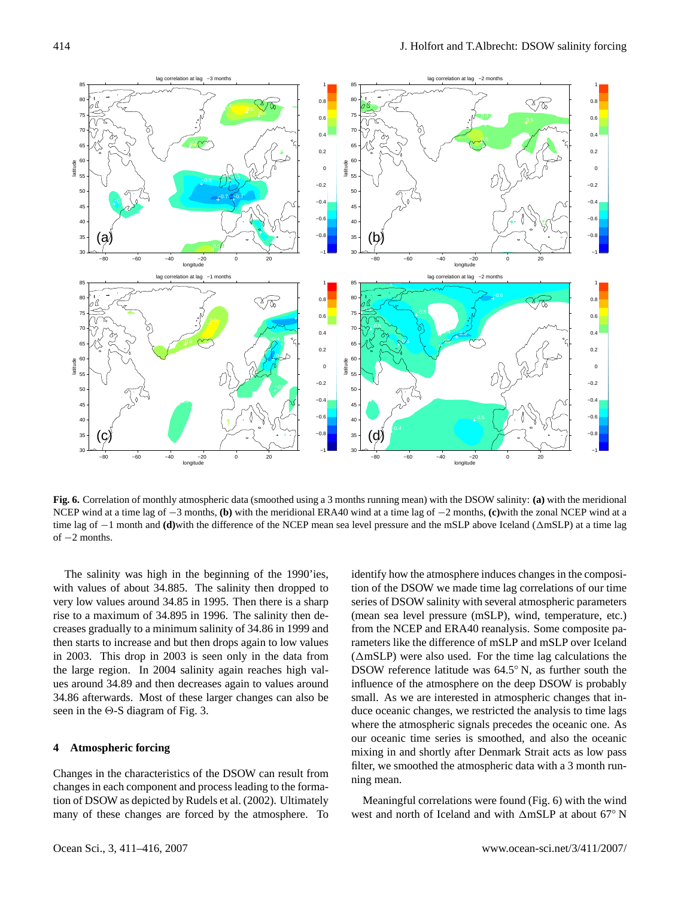**Fig. 6.** Correlation of monthly atmospheric data (smoothed using a 3 months running mean) with the DSOW salinity: **(a)** with the meridional NCEP wind at a time lag of −3 months, **(b)** with the meridional ERA40 wind at a time lag of −2 months, **(c)**with the zonal NCEP wind at a time lag of −1 month and **(d)**with the difference of the NCEP mean sea level pressure and the mSLP above Iceland (ΔmSLP) at a time lag of −2 months.

The salinity was high in the beginning of the 1990'ies, with values of about 34.885. The salinity then dropped to very low values around 34.85 in 1995. Then there is a sharp rise to a maximum of 34.895 in 1996. The salinity then decreases gradually to a minimum salinity of 34.86 in 1999 and then starts to increase and but then drops again to low values in 2003. This drop in 2003 is seen only in the data from the large region. In 2004 salinity again reaches high values around 34.89 and then decreases again to values around 34.86 afterwards. Most of these larger changes can also be seen in the Θ-S diagram of Fig. 3.

## 4 Atmospheric forcing

Changes in the characteristics of the DSOW can result from changes in each component and process leading to the formation of DSOW as depicted by Rudels et al. (2002). Ultimately many of these changes are forced by the atmosphere. To identify how the atmosphere induces changes in the composition of the DSOW we made time lag correlations of our time series of DSOW salinity with several atmospheric parameters (mean sea level pressure (mSLP), wind, temperature, etc.) from the NCEP and ERA40 reanalysis. Some composite parameters like the difference of mSLP and mSLP over Iceland (ΔmSLP) were also used. For the time lag calculations the DSOW reference latitude was 64.5° N, as further south the influence of the atmosphere on the deep DSOW is probably small. As we are interested in atmospheric changes that induce oceanic changes, we restricted the analysis to time lags where the atmospheric signals precedes the oceanic one. As our oceanic time series is smoothed, and also the oceanic mixing in and shortly after Denmark Strait acts as low pass filter, we smoothed the atmospheric data with a 3 month running mean.

Meaningful correlations were found (Fig. 6) with the wind west and north of Iceland and with ΔmSLP at about 67° N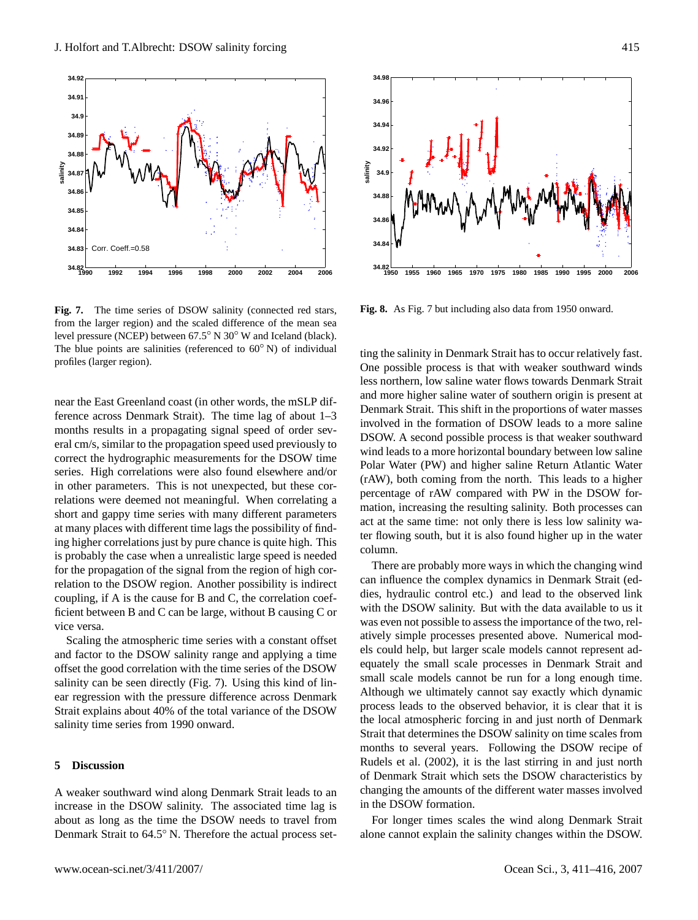**Fig. 7.** The time series of DSOW salinity (connected red stars, from the larger region) and the scaled difference of the mean sea level pressure (NCEP) between 67.5° N 30° W and Iceland (black). The blue points are salinities (referenced to 60° N) of individual profiles (larger region).

**Fig. 8.** As Fig. 7 but including also data from 1950 onward.

near the East Greenland coast (in other words, the mSLP difference across Denmark Strait). The time lag of about 1–3 months results in a propagating signal speed of order several cm/s, similar to the propagation speed used previously to correct the hydrographic measurements for the DSOW time series. High correlations were also found elsewhere and/or in other parameters. This is not unexpected, but these correlations were deemed not meaningful. When correlating a short and gappy time series with many different parameters at many places with different time lags the possibility of finding higher correlations just by pure chance is quite high. This is probably the case when a unrealistic large speed is needed for the propagation of the signal from the region of high correlation to the DSOW region. Another possibility is indirect coupling, if A is the cause for B and C, the correlation coefficient between B and C can be large, without B causing C or vice versa.

Scaling the atmospheric time series with a constant offset and factor to the DSOW salinity range and applying a time offset the good correlation with the time series of the DSOW salinity can be seen directly (Fig. 7). Using this kind of linear regression with the pressure difference across Denmark Strait explains about 40% of the total variance of the DSOW salinity time series from 1990 onward.

## 5 Discussion

A weaker southward wind along Denmark Strait leads to an increase in the DSOW salinity. The associated time lag is about as long as the time the DSOW needs to travel from Denmark Strait to 64.5° N. Therefore the actual process setting the salinity in Denmark Strait has to occur relatively fast. One possible process is that with weaker southward winds less northern, low saline water flows towards Denmark Strait and more higher saline water of southern origin is present at Denmark Strait. This shift in the proportions of water masses involved in the formation of DSOW leads to a more saline DSOW. A second possible process is that weaker southward wind leads to a more horizontal boundary between low saline Polar Water (PW) and higher saline Return Atlantic Water (rAW), both coming from the north. This leads to a higher percentage of rAW compared with PW in the DSOW formation, increasing the resulting salinity. Both processes can act at the same time: not only there is less low salinity water flowing south, but it is also found higher up in the water column.

There are probably more ways in which the changing wind can influence the complex dynamics in Denmark Strait (eddies, hydraulic control etc.) and lead to the observed link with the DSOW salinity. But with the data available to us it was even not possible to assess the importance of the two, relatively simple processes presented above. Numerical models could help, but larger scale models cannot represent adequately the small scale processes in Denmark Strait and small scale models cannot be run for a long enough time. Although we ultimately cannot say exactly which dynamic process leads to the observed behavior, it is clear that it is the local atmospheric forcing in and just north of Denmark Strait that determines the DSOW salinity on time scales from months to several years. Following the DSOW recipe of Rudels et al. (2002), it is the last stirring in and just north of Denmark Strait which sets the DSOW characteristics by changing the amounts of the different water masses involved in the DSOW formation.

For longer times scales the wind along Denmark Strait alone cannot explain the salinity changes within the DSOW.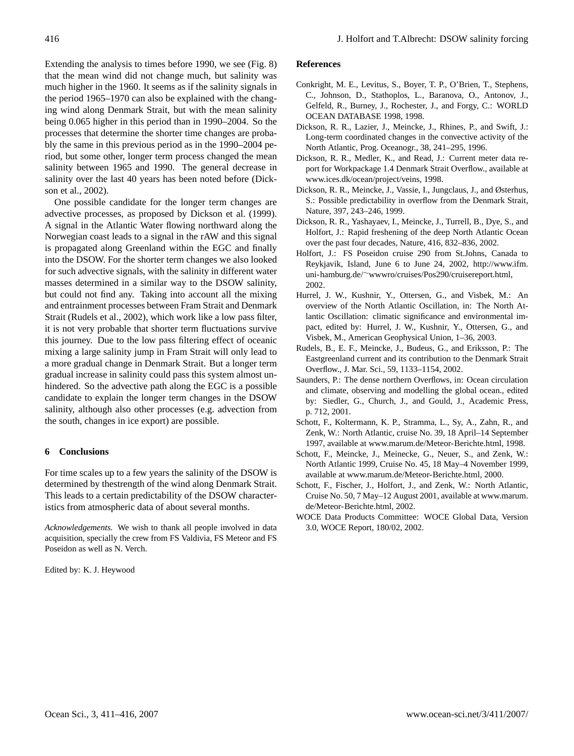Extending the analysis to times before 1990, we see (Fig. 8) that the mean wind did not change much, but salinity was much higher in the 1960. It seems as if the salinity signals in the period 1965–1970 can also be explained with the changing wind along Denmark Strait, but with the mean salinity being 0.065 higher in this period than in 1990–2004. So the processes that determine the shorter time changes are probably the same in this previous period as in the 1990–2004 period, but some other, longer term process changed the mean salinity between 1965 and 1990. The general decrease in salinity over the last 40 years has been noted before (Dickson et al., 2002).

One possible candidate for the longer term changes are advective processes, as proposed by Dickson et al. (1999). A signal in the Atlantic Water flowing northward along the Norwegian coast leads to a signal in the rAW and this signal is propagated along Greenland within the EGC and finally into the DSOW. For the shorter term changes we also looked for such advective signals, with the salinity in different water masses determined in a similar way to the DSOW salinity, but could not find any. Taking into account all the mixing and entrainment processes between Fram Strait and Denmark Strait (Rudels et al., 2002), which work like a low pass filter, it is not very probable that shorter term fluctuations survive this journey. Due to the low pass filtering effect of oceanic mixing a large salinity jump in Fram Strait will only lead to a more gradual change in Denmark Strait. But a longer term gradual increase in salinity could pass this system almost unhindered. So the advective path along the EGC is a possible candidate to explain the longer term changes in the DSOW salinity, although also other processes (e.g. advection from the south, changes in ice export) are possible.

## 6 Conclusions

For time scales up to a few years the salinity of the DSOW is determined by thestrength of the wind along Denmark Strait. This leads to a certain predictability of the DSOW characteristics from atmospheric data of about several months.

*Acknowledgements.* We wish to thank all people involved in data acquisition, specially the crew from FS Valdivia, FS Meteor and FS Poseidon as well as N. Verch.

Edited by: K. J. Heywood

## References

Conkright, M. E., Levitus, S., Boyer, T. P., O'Brien, T., Stephens, C., Johnson, D., Stathoplos, L., Baranova, O., Antonov, J., Gelfeld, R., Burney, J., Rochester, J., and Forgy, C.: WORLD OCEAN DATABASE 1998, 1998.

Dickson, R. R., Lazier, J., Meincke, J., Rhines, P., and Swift, J.: Long-term coordinated changes in the convective activity of the North Atlantic, Prog. Oceanogr., 38, 241–295, 1996.

Dickson, R. R., Medler, K., and Read, J.: Current meter data report for Workpackage 1.4 Denmark Strait Overflow., available at www.ices.dk/ocean/project/veins, 1998.

Dickson, R. R., Meincke, J., Vassie, I., Jungclaus, J., and Østerhus, S.: Possible predictability in overflow from the Denmark Strait, Nature, 397, 243–246, 1999.

Dickson, R. R., Yashayaev, I., Meincke, J., Turrell, B., Dye, S., and Holfort, J.: Rapid freshening of the deep North Atlantic Ocean over the past four decades, Nature, 416, 832–836, 2002.

Holfort, J.: FS Poseidon cruise 290 from St.Johns, Canada to Reykjavik, Island, June 6 to June 24, 2002, http://www.ifm.uni-hamburg.de/~wwwro/cruises/Pos290/cruisereport.html, 2002.

Hurrel, J. W., Kushnir, Y., Ottersen, G., and Visbek, M.: An overview of the North Atlantic Oscillation, in: The North Atlantic Oscillation: climatic significance and environmental impact, edited by: Hurrel, J. W., Kushnir, Y., Ottersen, G., and Visbek, M., American Geophysical Union, 1–36, 2003.

Rudels, B., E. F., Meincke, J., Budeus, G., and Eriksson, P.: The Eastgreenland current and its contribution to the Denmark Strait Overflow., J. Mar. Sci., 59, 1133–1154, 2002.

Saunders, P.: The dense northern Overflows, in: Ocean circulation and climate, observing and modelling the global ocean., edited by: Siedler, G., Church, J., and Gould, J., Academic Press, p. 712, 2001.

Schott, F., Koltermann, K. P., Stramma, L., Sy, A., Zahn, R., and Zenk, W.: North Atlantic, cruise No. 39, 18 April–14 September 1997, available at www.marum.de/Meteor-Berichte.html, 1998.

Schott, F., Meincke, J., Meinecke, G., Neuer, S., and Zenk, W.: North Atlantic 1999, Cruise No. 45, 18 May–4 November 1999, available at www.marum.de/Meteor-Berichte.html, 2000.

Schott, F., Fischer, J., Holfort, J., and Zenk, W.: North Atlantic, Cruise No. 50, 7 May–12 August 2001, available at www.marum.de/Meteor-Berichte.html, 2002.

WOCE Data Products Committee: WOCE Global Data, Version 3.0, WOCE Report, 180/02, 2002.